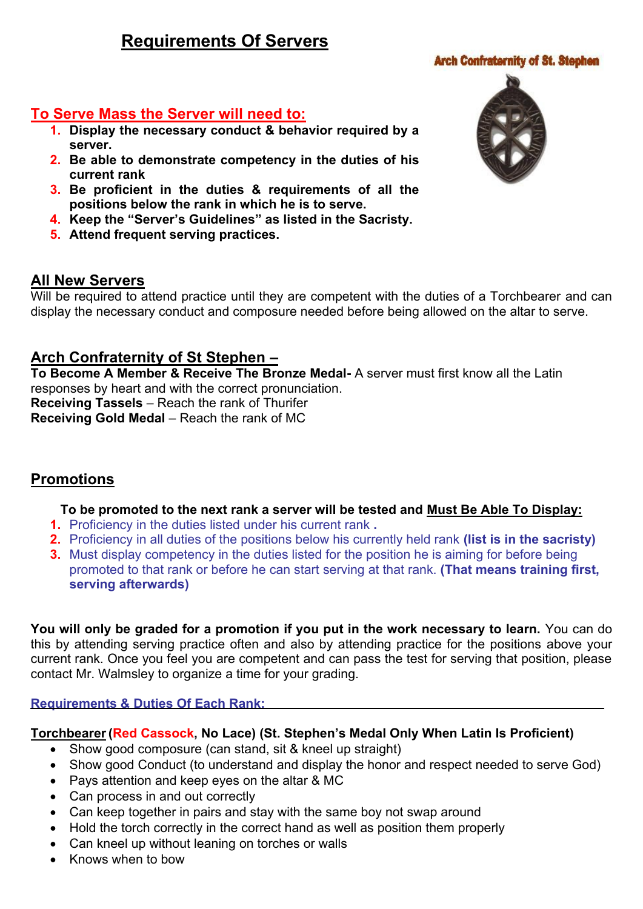# Requirements Of Servers

Arch Confraternity of St. Stephen

## To Serve Mass the Server will need to:

1. **Display the necessary conduct & behavior required by a server.**
2. **Be able to demonstrate competency in the duties of his current rank**
3. **Be proficient in the duties & requirements of all the positions below the rank in which he is to serve.**
4. **Keep the "Server's Guidelines" as listed in the Sacristy.**
5. **Attend frequent serving practices.**

## All New Servers

Will be required to attend practice until they are competent with the duties of a Torchbearer and can display the necessary conduct and composure needed before being allowed on the altar to serve.

## Arch Confraternity of St Stephen –

**To Become A Member & Receive The Bronze Medal-** A server must first know all the Latin responses by heart and with the correct pronunciation.
**Receiving Tassels** – Reach the rank of Thurifer
**Receiving Gold Medal** – Reach the rank of MC

## Promotions

**To be promoted to the next rank a server will be tested and Must Be Able To Display:**

1. Proficiency in the duties listed under his current rank **.**
2. Proficiency in all duties of the positions below his currently held rank **(list is in the sacristy)**
3. Must display competency in the duties listed for the position he is aiming for before being promoted to that rank or before he can start serving at that rank. **(That means training first, serving afterwards)**

**You will only be graded for a promotion if you put in the work necessary to learn.** You can do this by attending serving practice often and also by attending practice for the positions above your current rank. Once you feel you are competent and can pass the test for serving that position, please contact Mr. Walmsley to organize a time for your grading.

### Requirements & Duties Of Each Rank:

**Torchbearer (Red Cassock, No Lace) (St. Stephen's Medal Only When Latin Is Proficient)**

- Show good composure (can stand, sit & kneel up straight)
- Show good Conduct (to understand and display the honor and respect needed to serve God)
- Pays attention and keep eyes on the altar & MC
- Can process in and out correctly
- Can keep together in pairs and stay with the same boy not swap around
- Hold the torch correctly in the correct hand as well as position them properly
- Can kneel up without leaning on torches or walls
- Knows when to bow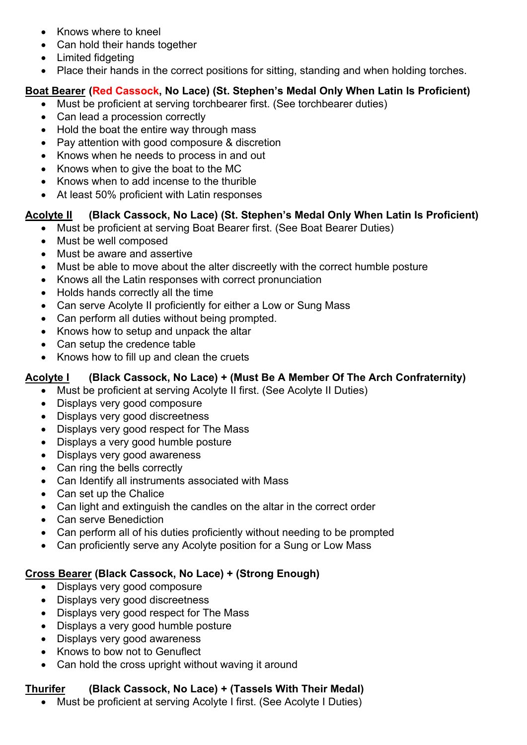- Knows where to kneel
- Can hold their hands together
- Limited fidgeting
- Place their hands in the correct positions for sitting, standing and when holding torches.

**<u>Boat Bearer</u> (Red Cassock, No Lace) (St. Stephen's Medal Only When Latin Is Proficient)**

- Must be proficient at serving torchbearer first. (See torchbearer duties)
- Can lead a procession correctly
- Hold the boat the entire way through mass
- Pay attention with good composure & discretion
- Knows when he needs to process in and out
- Knows when to give the boat to the MC
- Knows when to add incense to the thurible
- At least 50% proficient with Latin responses

**<u>Acolyte II</u> (Black Cassock, No Lace) (St. Stephen's Medal Only When Latin Is Proficient)**

- Must be proficient at serving Boat Bearer first. (See Boat Bearer Duties)
- Must be well composed
- Must be aware and assertive
- Must be able to move about the alter discreetly with the correct humble posture
- Knows all the Latin responses with correct pronunciation
- Holds hands correctly all the time
- Can serve Acolyte II proficiently for either a Low or Sung Mass
- Can perform all duties without being prompted.
- Knows how to setup and unpack the altar
- Can setup the credence table
- Knows how to fill up and clean the cruets

**<u>Acolyte I</u> (Black Cassock, No Lace) + (Must Be A Member Of The Arch Confraternity)**

- Must be proficient at serving Acolyte II first. (See Acolyte II Duties)
- Displays very good composure
- Displays very good discreetness
- Displays very good respect for The Mass
- Displays a very good humble posture
- Displays very good awareness
- Can ring the bells correctly
- Can Identify all instruments associated with Mass
- Can set up the Chalice
- Can light and extinguish the candles on the altar in the correct order
- Can serve Benediction
- Can perform all of his duties proficiently without needing to be prompted
- Can proficiently serve any Acolyte position for a Sung or Low Mass

**<u>Cross Bearer</u> (Black Cassock, No Lace) + (Strong Enough)**

- Displays very good composure
- Displays very good discreetness
- Displays very good respect for The Mass
- Displays a very good humble posture
- Displays very good awareness
- Knows to bow not to Genuflect
- Can hold the cross upright without waving it around

**<u>Thurifer</u> (Black Cassock, No Lace) + (Tassels With Their Medal)**

- Must be proficient at serving Acolyte I first. (See Acolyte I Duties)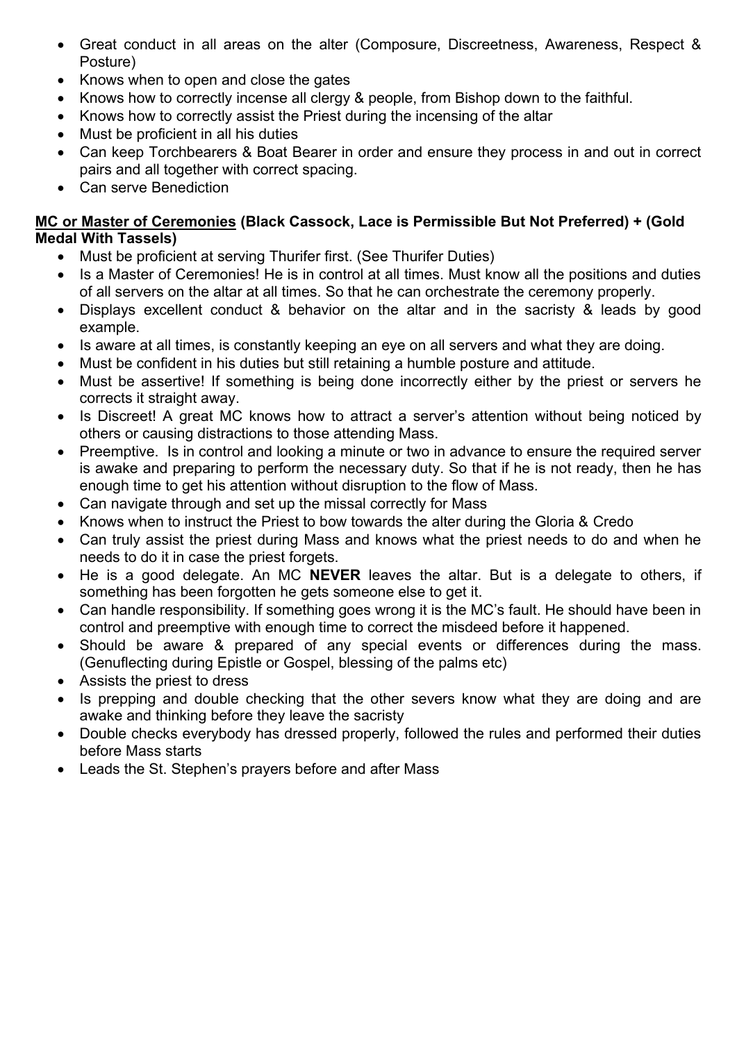- Great conduct in all areas on the alter (Composure, Discreetness, Awareness, Respect & Posture)
- Knows when to open and close the gates
- Knows how to correctly incense all clergy & people, from Bishop down to the faithful.
- Knows how to correctly assist the Priest during the incensing of the altar
- Must be proficient in all his duties
- Can keep Torchbearers & Boat Bearer in order and ensure they process in and out in correct pairs and all together with correct spacing.
- Can serve Benediction

**<u>MC or Master of Ceremonies</u> (Black Cassock, Lace is Permissible But Not Preferred) + (Gold Medal With Tassels)**

- Must be proficient at serving Thurifer first. (See Thurifer Duties)
- Is a Master of Ceremonies! He is in control at all times. Must know all the positions and duties of all servers on the altar at all times. So that he can orchestrate the ceremony properly.
- Displays excellent conduct & behavior on the altar and in the sacristy & leads by good example.
- Is aware at all times, is constantly keeping an eye on all servers and what they are doing.
- Must be confident in his duties but still retaining a humble posture and attitude.
- Must be assertive! If something is being done incorrectly either by the priest or servers he corrects it straight away.
- Is Discreet! A great MC knows how to attract a server's attention without being noticed by others or causing distractions to those attending Mass.
- Preemptive. Is in control and looking a minute or two in advance to ensure the required server is awake and preparing to perform the necessary duty. So that if he is not ready, then he has enough time to get his attention without disruption to the flow of Mass.
- Can navigate through and set up the missal correctly for Mass
- Knows when to instruct the Priest to bow towards the alter during the Gloria & Credo
- Can truly assist the priest during Mass and knows what the priest needs to do and when he needs to do it in case the priest forgets.
- He is a good delegate. An MC **NEVER** leaves the altar. But is a delegate to others, if something has been forgotten he gets someone else to get it.
- Can handle responsibility. If something goes wrong it is the MC's fault. He should have been in control and preemptive with enough time to correct the misdeed before it happened.
- Should be aware & prepared of any special events or differences during the mass. (Genuflecting during Epistle or Gospel, blessing of the palms etc)
- Assists the priest to dress
- Is prepping and double checking that the other severs know what they are doing and are awake and thinking before they leave the sacristy
- Double checks everybody has dressed properly, followed the rules and performed their duties before Mass starts
- Leads the St. Stephen's prayers before and after Mass